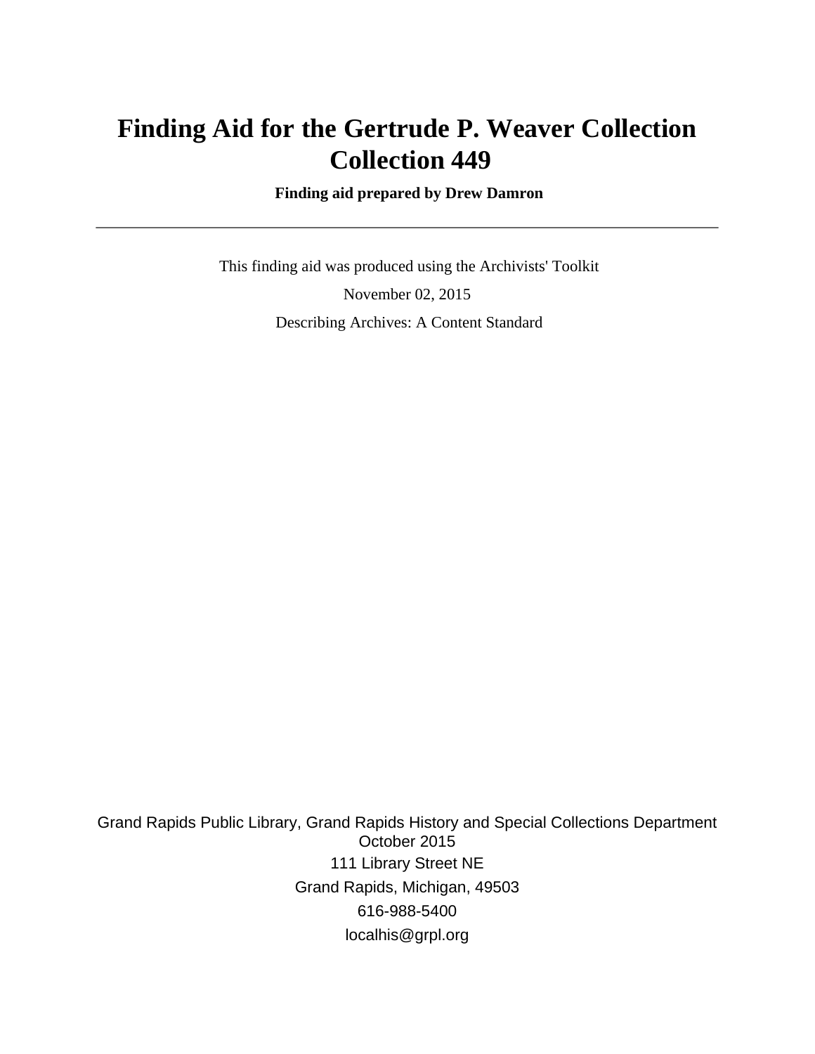# Finding Aid for the Gertrude P. Weaver Collection
# Collection 449

**Finding aid prepared by Drew Damron**

---

This finding aid was produced using the Archivists' Toolkit

November 02, 2015

Describing Archives: A Content Standard

Grand Rapids Public Library, Grand Rapids History and Special Collections Department
October 2015
111 Library Street NE
Grand Rapids, Michigan, 49503
616-988-5400
localhis@grpl.org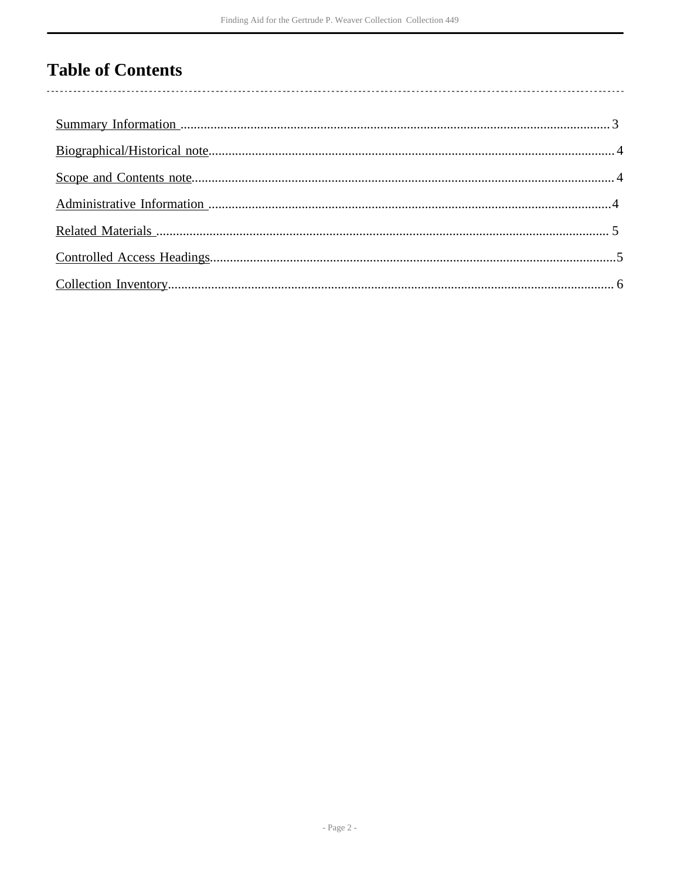# Table of Contents

- Summary Information ....... 3
- Biographical/Historical note....... 4
- Scope and Contents note....... 4
- Administrative Information ....... 4
- Related Materials ....... 5
- Controlled Access Headings....... 5
- Collection Inventory....... 6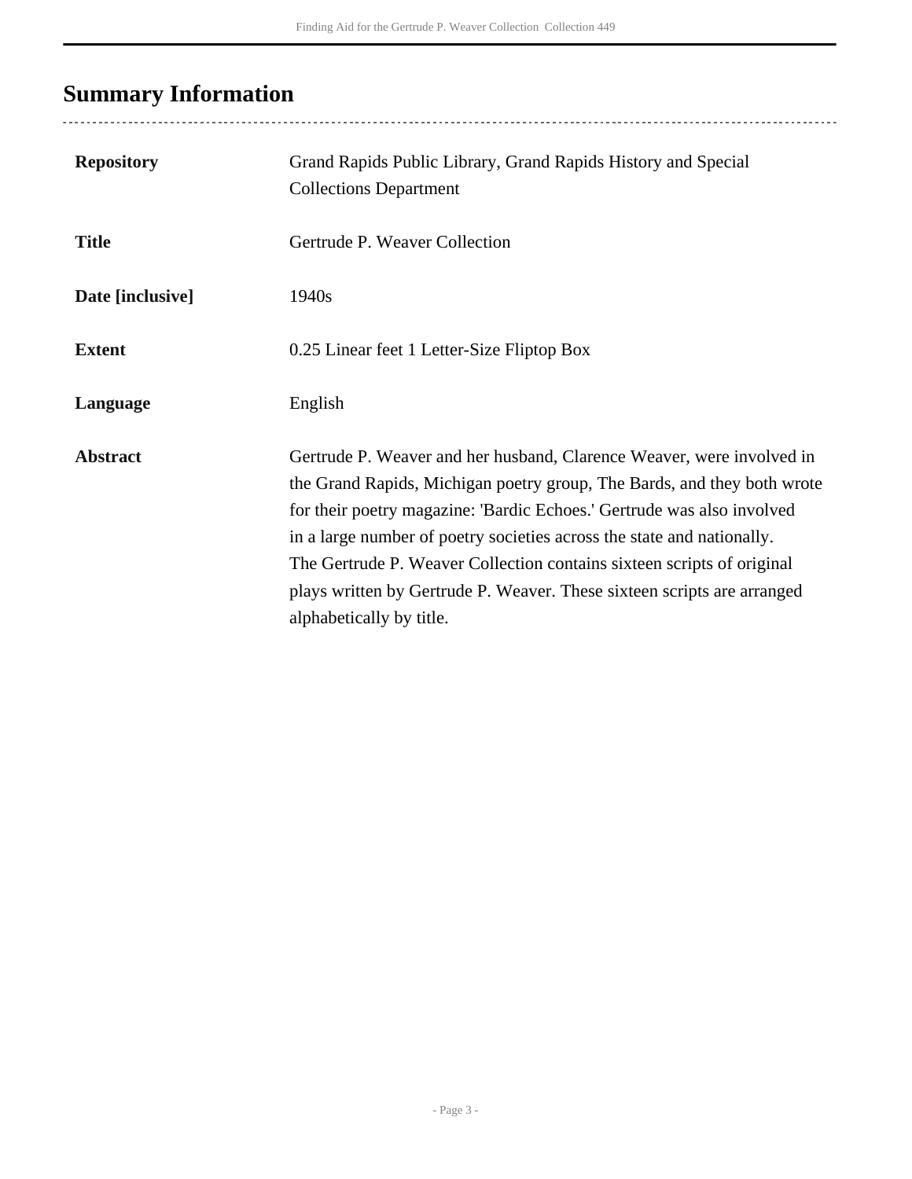## Summary Information

| | |
|---|---|
| **Repository** | Grand Rapids Public Library, Grand Rapids History and Special Collections Department |
| **Title** | Gertrude P. Weaver Collection |
| **Date [inclusive]** | 1940s |
| **Extent** | 0.25 Linear feet 1 Letter-Size Fliptop Box |
| **Language** | English |
| **Abstract** | Gertrude P. Weaver and her husband, Clarence Weaver, were involved in the Grand Rapids, Michigan poetry group, The Bards, and they both wrote for their poetry magazine: 'Bardic Echoes.' Gertrude was also involved in a large number of poetry societies across the state and nationally. The Gertrude P. Weaver Collection contains sixteen scripts of original plays written by Gertrude P. Weaver. These sixteen scripts are arranged alphabetically by title. |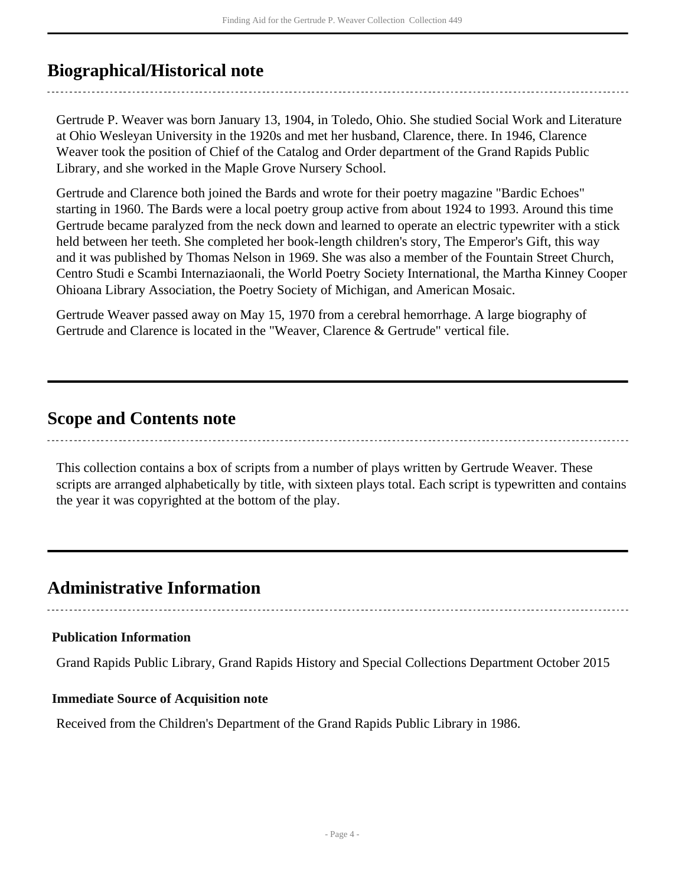## Biographical/Historical note

Gertrude P. Weaver was born January 13, 1904, in Toledo, Ohio. She studied Social Work and Literature at Ohio Wesleyan University in the 1920s and met her husband, Clarence, there. In 1946, Clarence Weaver took the position of Chief of the Catalog and Order department of the Grand Rapids Public Library, and she worked in the Maple Grove Nursery School.

Gertrude and Clarence both joined the Bards and wrote for their poetry magazine "Bardic Echoes" starting in 1960. The Bards were a local poetry group active from about 1924 to 1993. Around this time Gertrude became paralyzed from the neck down and learned to operate an electric typewriter with a stick held between her teeth. She completed her book-length children's story, The Emperor's Gift, this way and it was published by Thomas Nelson in 1969. She was also a member of the Fountain Street Church, Centro Studi e Scambi Internaziaonali, the World Poetry Society International, the Martha Kinney Cooper Ohioana Library Association, the Poetry Society of Michigan, and American Mosaic.

Gertrude Weaver passed away on May 15, 1970 from a cerebral hemorrhage. A large biography of Gertrude and Clarence is located in the "Weaver, Clarence & Gertrude" vertical file.

## Scope and Contents note

This collection contains a box of scripts from a number of plays written by Gertrude Weaver. These scripts are arranged alphabetically by title, with sixteen plays total. Each script is typewritten and contains the year it was copyrighted at the bottom of the play.

## Administrative Information

**Publication Information**

Grand Rapids Public Library, Grand Rapids History and Special Collections Department October 2015

**Immediate Source of Acquisition note**

Received from the Children's Department of the Grand Rapids Public Library in 1986.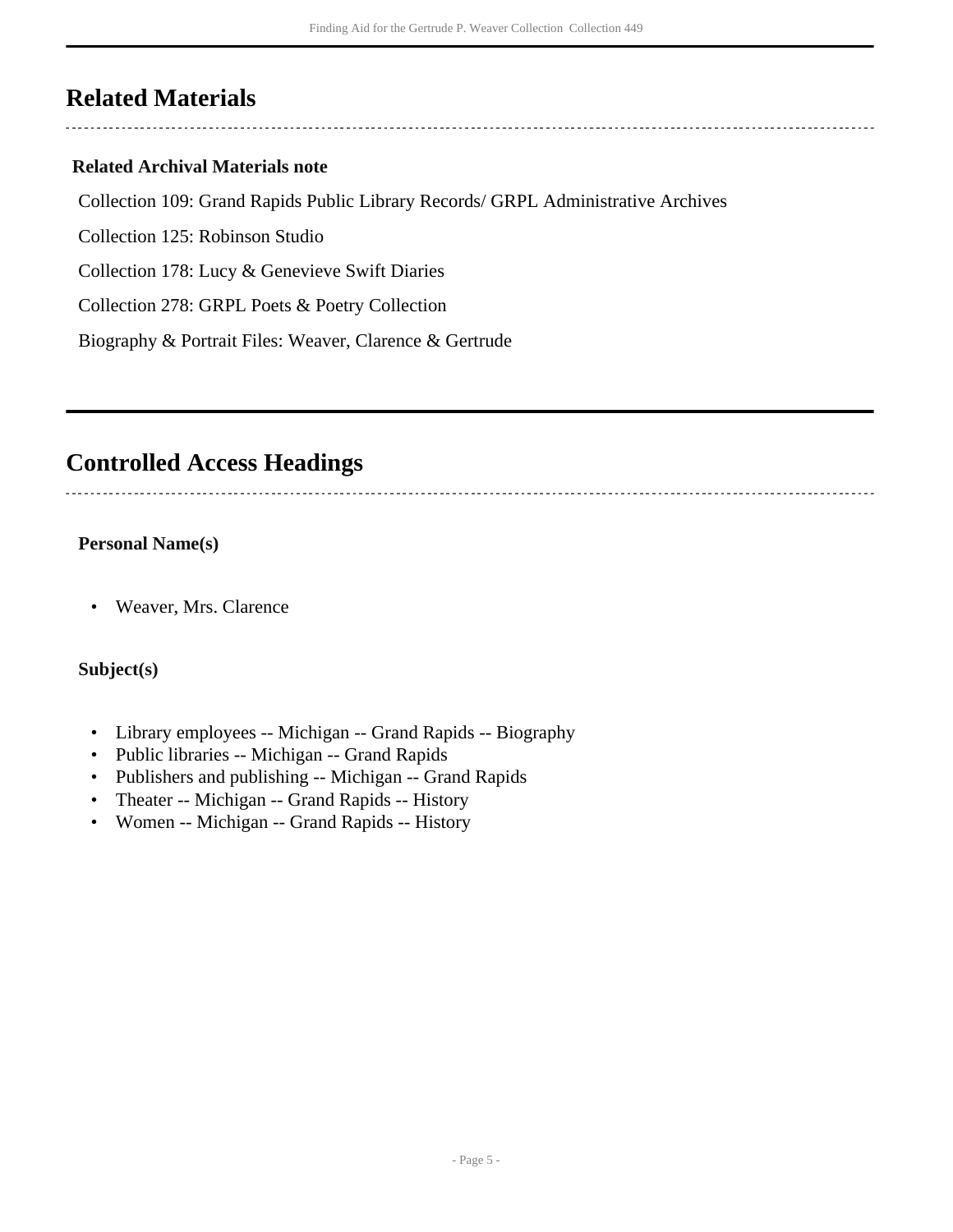## Related Materials

### Related Archival Materials note

Collection 109: Grand Rapids Public Library Records/ GRPL Administrative Archives

Collection 125: Robinson Studio

Collection 178: Lucy & Genevieve Swift Diaries

Collection 278: GRPL Poets & Poetry Collection

Biography & Portrait Files: Weaver, Clarence & Gertrude

## Controlled Access Headings

**Personal Name(s)**

- Weaver, Mrs. Clarence

**Subject(s)**

- Library employees -- Michigan -- Grand Rapids -- Biography
- Public libraries -- Michigan -- Grand Rapids
- Publishers and publishing -- Michigan -- Grand Rapids
- Theater -- Michigan -- Grand Rapids -- History
- Women -- Michigan -- Grand Rapids -- History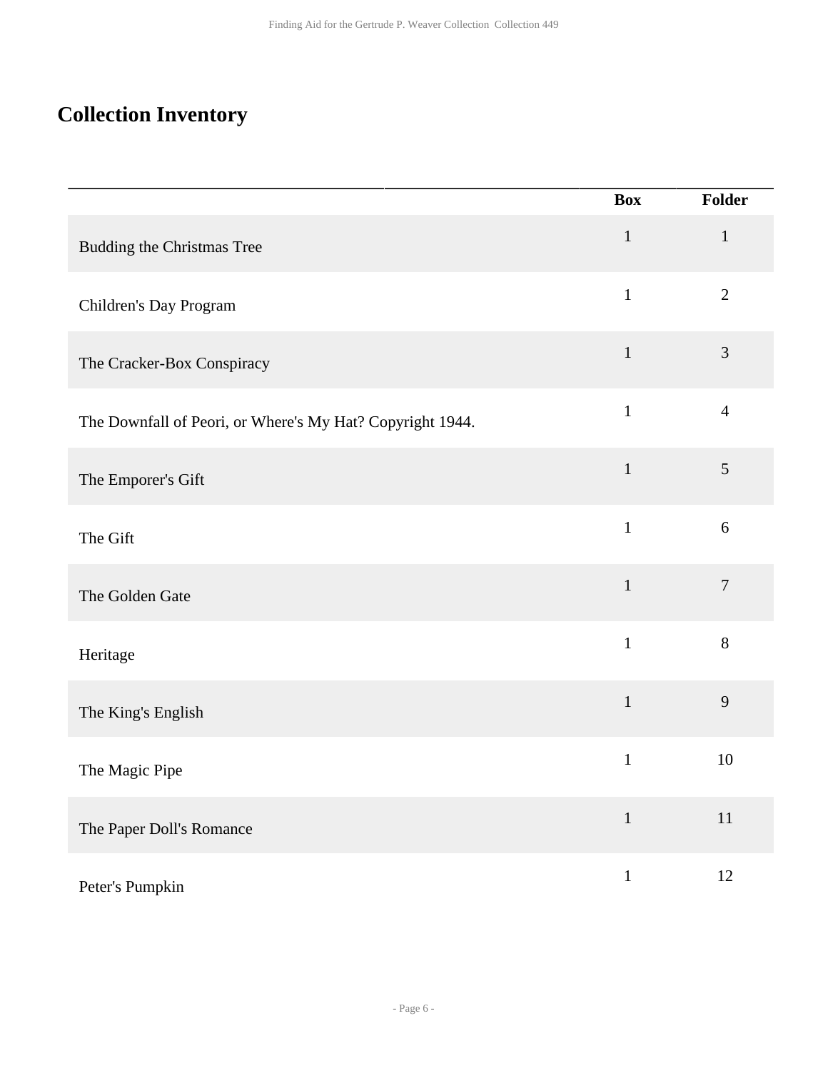## Collection Inventory

| | Box | Folder |
|---|---|---|
| Budding the Christmas Tree | 1 | 1 |
| Children's Day Program | 1 | 2 |
| The Cracker-Box Conspiracy | 1 | 3 |
| The Downfall of Peori, or Where's My Hat? Copyright 1944. | 1 | 4 |
| The Emporer's Gift | 1 | 5 |
| The Gift | 1 | 6 |
| The Golden Gate | 1 | 7 |
| Heritage | 1 | 8 |
| The King's English | 1 | 9 |
| The Magic Pipe | 1 | 10 |
| The Paper Doll's Romance | 1 | 11 |
| Peter's Pumpkin | 1 | 12 |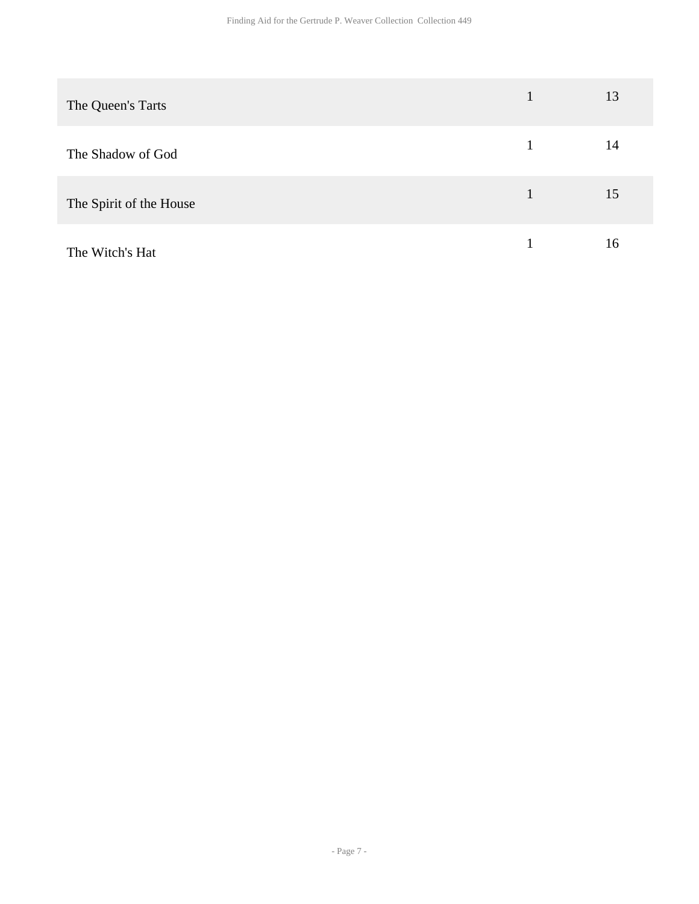| | | |
|---|---|---|
| The Queen's Tarts | 1 | 13 |
| The Shadow of God | 1 | 14 |
| The Spirit of the House | 1 | 15 |
| The Witch's Hat | 1 | 16 |